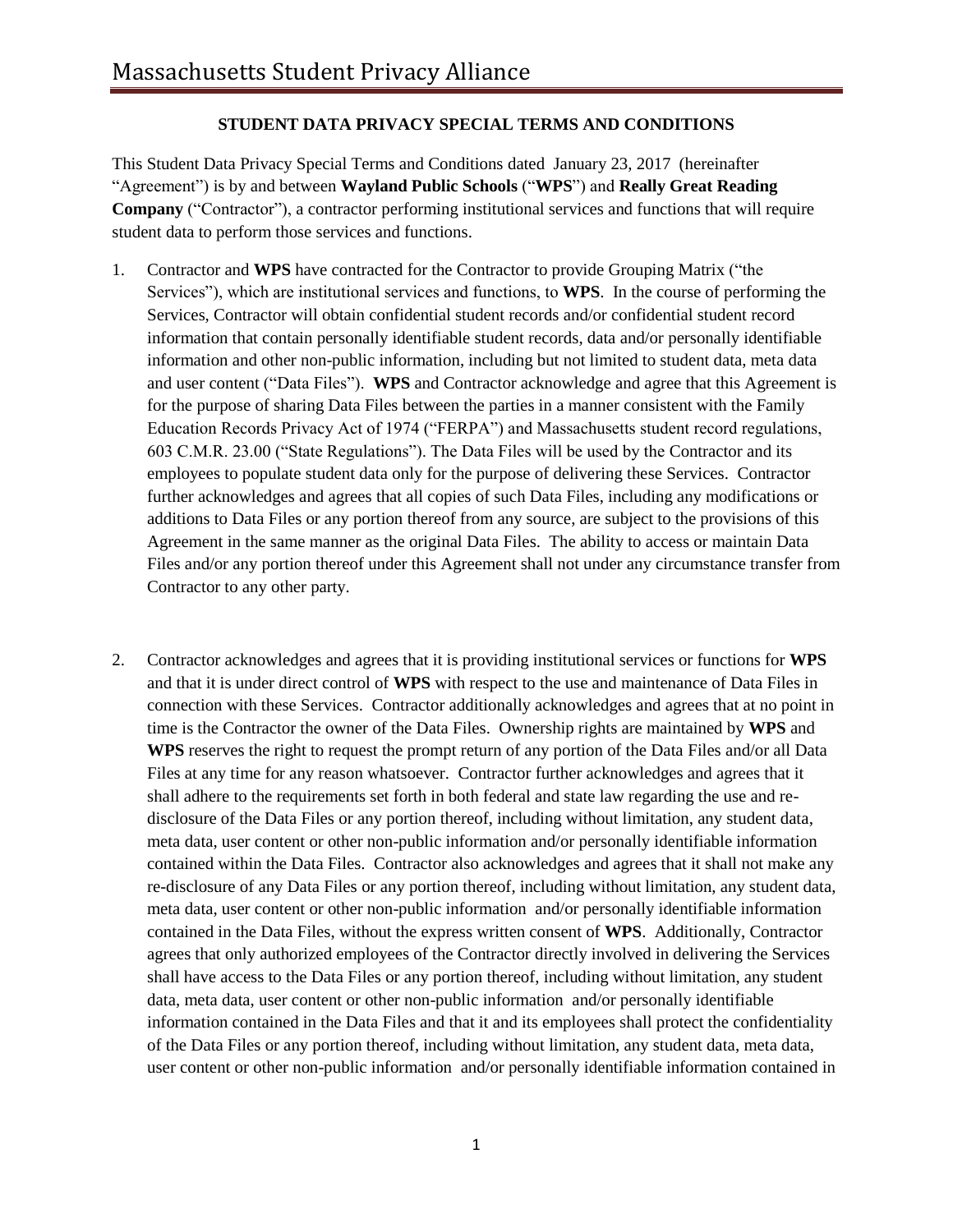# Massachusetts Student Privacy Alliance

## STUDENT DATA PRIVACY SPECIAL TERMS AND CONDITIONS

This Student Data Privacy Special Terms and Conditions dated January 23, 2017 (hereinafter "Agreement") is by and between **Wayland Public Schools** ("**WPS**") and **Really Great Reading Company** ("Contractor"), a contractor performing institutional services and functions that will require student data to perform those services and functions.

1. Contractor and **WPS** have contracted for the Contractor to provide Grouping Matrix ("the Services"), which are institutional services and functions, to **WPS**. In the course of performing the Services, Contractor will obtain confidential student records and/or confidential student record information that contain personally identifiable student records, data and/or personally identifiable information and other non-public information, including but not limited to student data, meta data and user content ("Data Files"). **WPS** and Contractor acknowledge and agree that this Agreement is for the purpose of sharing Data Files between the parties in a manner consistent with the Family Education Records Privacy Act of 1974 ("FERPA") and Massachusetts student record regulations, 603 C.M.R. 23.00 ("State Regulations"). The Data Files will be used by the Contractor and its employees to populate student data only for the purpose of delivering these Services. Contractor further acknowledges and agrees that all copies of such Data Files, including any modifications or additions to Data Files or any portion thereof from any source, are subject to the provisions of this Agreement in the same manner as the original Data Files. The ability to access or maintain Data Files and/or any portion thereof under this Agreement shall not under any circumstance transfer from Contractor to any other party.

2. Contractor acknowledges and agrees that it is providing institutional services or functions for **WPS** and that it is under direct control of **WPS** with respect to the use and maintenance of Data Files in connection with these Services. Contractor additionally acknowledges and agrees that at no point in time is the Contractor the owner of the Data Files. Ownership rights are maintained by **WPS** and **WPS** reserves the right to request the prompt return of any portion of the Data Files and/or all Data Files at any time for any reason whatsoever. Contractor further acknowledges and agrees that it shall adhere to the requirements set forth in both federal and state law regarding the use and re-disclosure of the Data Files or any portion thereof, including without limitation, any student data, meta data, user content or other non-public information and/or personally identifiable information contained within the Data Files. Contractor also acknowledges and agrees that it shall not make any re-disclosure of any Data Files or any portion thereof, including without limitation, any student data, meta data, user content or other non-public information and/or personally identifiable information contained in the Data Files, without the express written consent of **WPS**. Additionally, Contractor agrees that only authorized employees of the Contractor directly involved in delivering the Services shall have access to the Data Files or any portion thereof, including without limitation, any student data, meta data, user content or other non-public information and/or personally identifiable information contained in the Data Files and that it and its employees shall protect the confidentiality of the Data Files or any portion thereof, including without limitation, any student data, meta data, user content or other non-public information and/or personally identifiable information contained in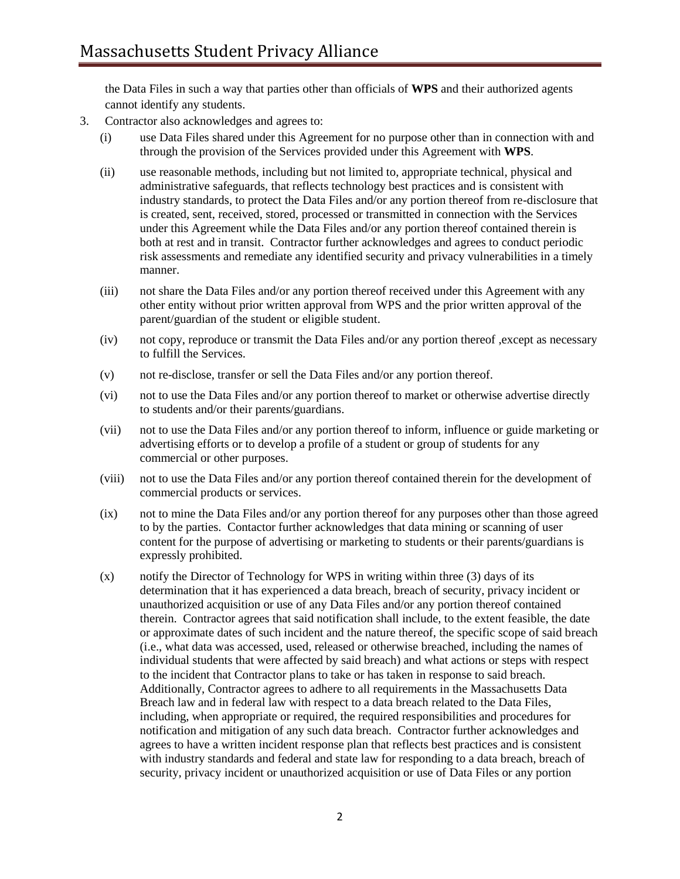the Data Files in such a way that parties other than officials of **WPS** and their authorized agents cannot identify any students.

3. Contractor also acknowledges and agrees to:

   (i) use Data Files shared under this Agreement for no purpose other than in connection with and through the provision of the Services provided under this Agreement with **WPS**.

   (ii) use reasonable methods, including but not limited to, appropriate technical, physical and administrative safeguards, that reflects technology best practices and is consistent with industry standards, to protect the Data Files and/or any portion thereof from re-disclosure that is created, sent, received, stored, processed or transmitted in connection with the Services under this Agreement while the Data Files and/or any portion thereof contained therein is both at rest and in transit. Contractor further acknowledges and agrees to conduct periodic risk assessments and remediate any identified security and privacy vulnerabilities in a timely manner.

   (iii) not share the Data Files and/or any portion thereof received under this Agreement with any other entity without prior written approval from WPS and the prior written approval of the parent/guardian of the student or eligible student.

   (iv) not copy, reproduce or transmit the Data Files and/or any portion thereof ,except as necessary to fulfill the Services.

   (v) not re-disclose, transfer or sell the Data Files and/or any portion thereof.

   (vi) not to use the Data Files and/or any portion thereof to market or otherwise advertise directly to students and/or their parents/guardians.

   (vii) not to use the Data Files and/or any portion thereof to inform, influence or guide marketing or advertising efforts or to develop a profile of a student or group of students for any commercial or other purposes.

   (viii) not to use the Data Files and/or any portion thereof contained therein for the development of commercial products or services.

   (ix) not to mine the Data Files and/or any portion thereof for any purposes other than those agreed to by the parties. Contactor further acknowledges that data mining or scanning of user content for the purpose of advertising or marketing to students or their parents/guardians is expressly prohibited.

   (x) notify the Director of Technology for WPS in writing within three (3) days of its determination that it has experienced a data breach, breach of security, privacy incident or unauthorized acquisition or use of any Data Files and/or any portion thereof contained therein. Contractor agrees that said notification shall include, to the extent feasible, the date or approximate dates of such incident and the nature thereof, the specific scope of said breach (i.e., what data was accessed, used, released or otherwise breached, including the names of individual students that were affected by said breach) and what actions or steps with respect to the incident that Contractor plans to take or has taken in response to said breach. Additionally, Contractor agrees to adhere to all requirements in the Massachusetts Data Breach law and in federal law with respect to a data breach related to the Data Files, including, when appropriate or required, the required responsibilities and procedures for notification and mitigation of any such data breach. Contractor further acknowledges and agrees to have a written incident response plan that reflects best practices and is consistent with industry standards and federal and state law for responding to a data breach, breach of security, privacy incident or unauthorized acquisition or use of Data Files or any portion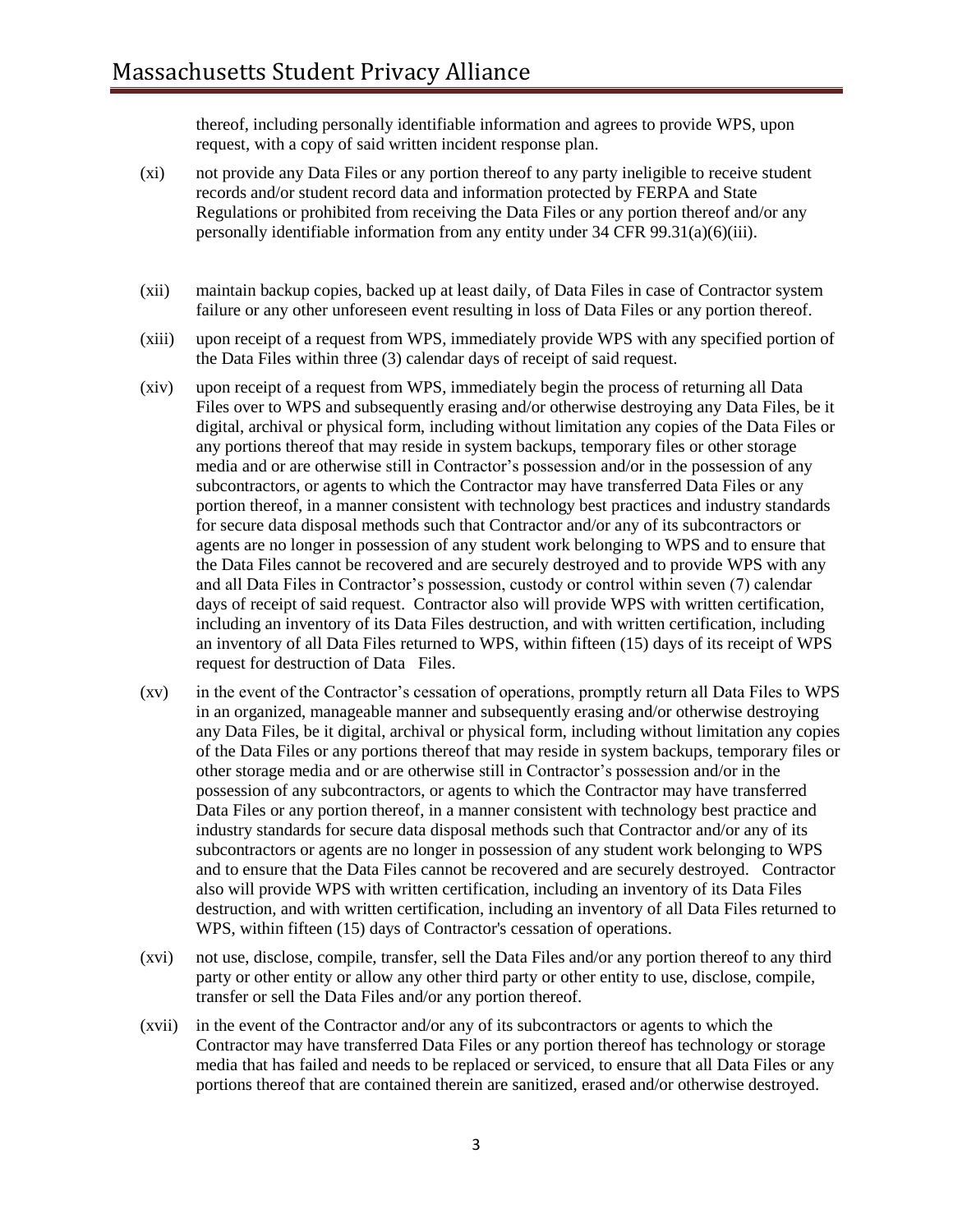thereof, including personally identifiable information and agrees to provide WPS, upon request, with a copy of said written incident response plan.

(xi) not provide any Data Files or any portion thereof to any party ineligible to receive student records and/or student record data and information protected by FERPA and State Regulations or prohibited from receiving the Data Files or any portion thereof and/or any personally identifiable information from any entity under 34 CFR 99.31(a)(6)(iii).

(xii) maintain backup copies, backed up at least daily, of Data Files in case of Contractor system failure or any other unforeseen event resulting in loss of Data Files or any portion thereof.

(xiii) upon receipt of a request from WPS, immediately provide WPS with any specified portion of the Data Files within three (3) calendar days of receipt of said request.

(xiv) upon receipt of a request from WPS, immediately begin the process of returning all Data Files over to WPS and subsequently erasing and/or otherwise destroying any Data Files, be it digital, archival or physical form, including without limitation any copies of the Data Files or any portions thereof that may reside in system backups, temporary files or other storage media and or are otherwise still in Contractor's possession and/or in the possession of any subcontractors, or agents to which the Contractor may have transferred Data Files or any portion thereof, in a manner consistent with technology best practices and industry standards for secure data disposal methods such that Contractor and/or any of its subcontractors or agents are no longer in possession of any student work belonging to WPS and to ensure that the Data Files cannot be recovered and are securely destroyed and to provide WPS with any and all Data Files in Contractor's possession, custody or control within seven (7) calendar days of receipt of said request. Contractor also will provide WPS with written certification, including an inventory of its Data Files destruction, and with written certification, including an inventory of all Data Files returned to WPS, within fifteen (15) days of its receipt of WPS request for destruction of Data Files.

(xv) in the event of the Contractor's cessation of operations, promptly return all Data Files to WPS in an organized, manageable manner and subsequently erasing and/or otherwise destroying any Data Files, be it digital, archival or physical form, including without limitation any copies of the Data Files or any portions thereof that may reside in system backups, temporary files or other storage media and or are otherwise still in Contractor's possession and/or in the possession of any subcontractors, or agents to which the Contractor may have transferred Data Files or any portion thereof, in a manner consistent with technology best practice and industry standards for secure data disposal methods such that Contractor and/or any of its subcontractors or agents are no longer in possession of any student work belonging to WPS and to ensure that the Data Files cannot be recovered and are securely destroyed. Contractor also will provide WPS with written certification, including an inventory of its Data Files destruction, and with written certification, including an inventory of all Data Files returned to WPS, within fifteen (15) days of Contractor's cessation of operations.

(xvi) not use, disclose, compile, transfer, sell the Data Files and/or any portion thereof to any third party or other entity or allow any other third party or other entity to use, disclose, compile, transfer or sell the Data Files and/or any portion thereof.

(xvii) in the event of the Contractor and/or any of its subcontractors or agents to which the Contractor may have transferred Data Files or any portion thereof has technology or storage media that has failed and needs to be replaced or serviced, to ensure that all Data Files or any portions thereof that are contained therein are sanitized, erased and/or otherwise destroyed.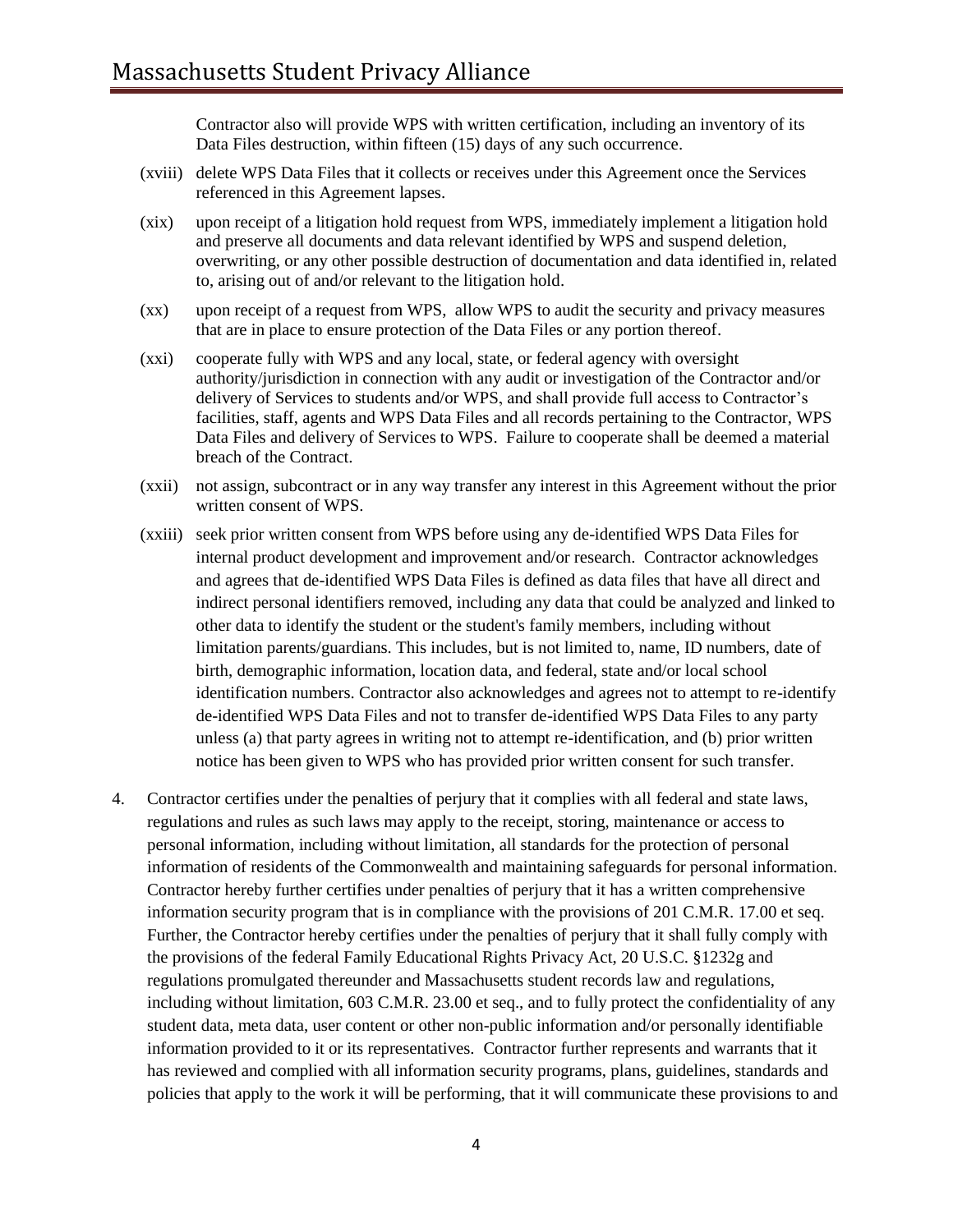Contractor also will provide WPS with written certification, including an inventory of its Data Files destruction, within fifteen (15) days of any such occurrence.

(xviii) delete WPS Data Files that it collects or receives under this Agreement once the Services referenced in this Agreement lapses.

(xix) upon receipt of a litigation hold request from WPS, immediately implement a litigation hold and preserve all documents and data relevant identified by WPS and suspend deletion, overwriting, or any other possible destruction of documentation and data identified in, related to, arising out of and/or relevant to the litigation hold.

(xx) upon receipt of a request from WPS, allow WPS to audit the security and privacy measures that are in place to ensure protection of the Data Files or any portion thereof.

(xxi) cooperate fully with WPS and any local, state, or federal agency with oversight authority/jurisdiction in connection with any audit or investigation of the Contractor and/or delivery of Services to students and/or WPS, and shall provide full access to Contractor's facilities, staff, agents and WPS Data Files and all records pertaining to the Contractor, WPS Data Files and delivery of Services to WPS. Failure to cooperate shall be deemed a material breach of the Contract.

(xxii) not assign, subcontract or in any way transfer any interest in this Agreement without the prior written consent of WPS.

(xxiii) seek prior written consent from WPS before using any de-identified WPS Data Files for internal product development and improvement and/or research. Contractor acknowledges and agrees that de-identified WPS Data Files is defined as data files that have all direct and indirect personal identifiers removed, including any data that could be analyzed and linked to other data to identify the student or the student's family members, including without limitation parents/guardians. This includes, but is not limited to, name, ID numbers, date of birth, demographic information, location data, and federal, state and/or local school identification numbers. Contractor also acknowledges and agrees not to attempt to re-identify de-identified WPS Data Files and not to transfer de-identified WPS Data Files to any party unless (a) that party agrees in writing not to attempt re-identification, and (b) prior written notice has been given to WPS who has provided prior written consent for such transfer.

4. Contractor certifies under the penalties of perjury that it complies with all federal and state laws, regulations and rules as such laws may apply to the receipt, storing, maintenance or access to personal information, including without limitation, all standards for the protection of personal information of residents of the Commonwealth and maintaining safeguards for personal information. Contractor hereby further certifies under penalties of perjury that it has a written comprehensive information security program that is in compliance with the provisions of 201 C.M.R. 17.00 et seq. Further, the Contractor hereby certifies under the penalties of perjury that it shall fully comply with the provisions of the federal Family Educational Rights Privacy Act, 20 U.S.C. §1232g and regulations promulgated thereunder and Massachusetts student records law and regulations, including without limitation, 603 C.M.R. 23.00 et seq., and to fully protect the confidentiality of any student data, meta data, user content or other non-public information and/or personally identifiable information provided to it or its representatives. Contractor further represents and warrants that it has reviewed and complied with all information security programs, plans, guidelines, standards and policies that apply to the work it will be performing, that it will communicate these provisions to and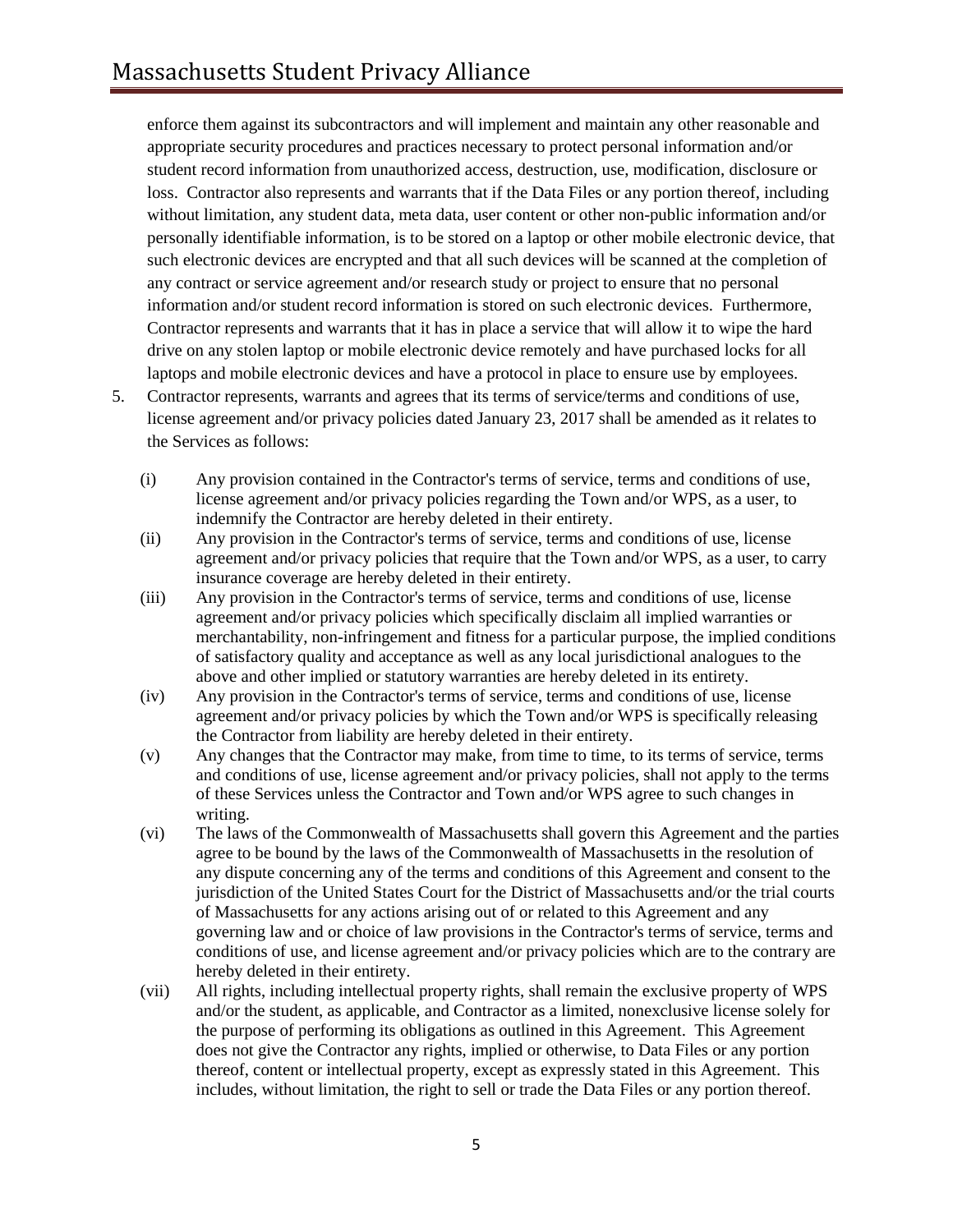enforce them against its subcontractors and will implement and maintain any other reasonable and appropriate security procedures and practices necessary to protect personal information and/or student record information from unauthorized access, destruction, use, modification, disclosure or loss. Contractor also represents and warrants that if the Data Files or any portion thereof, including without limitation, any student data, meta data, user content or other non-public information and/or personally identifiable information, is to be stored on a laptop or other mobile electronic device, that such electronic devices are encrypted and that all such devices will be scanned at the completion of any contract or service agreement and/or research study or project to ensure that no personal information and/or student record information is stored on such electronic devices. Furthermore, Contractor represents and warrants that it has in place a service that will allow it to wipe the hard drive on any stolen laptop or mobile electronic device remotely and have purchased locks for all laptops and mobile electronic devices and have a protocol in place to ensure use by employees.

5. Contractor represents, warrants and agrees that its terms of service/terms and conditions of use, license agreement and/or privacy policies dated January 23, 2017 shall be amended as it relates to the Services as follows:

   (i) Any provision contained in the Contractor's terms of service, terms and conditions of use, license agreement and/or privacy policies regarding the Town and/or WPS, as a user, to indemnify the Contractor are hereby deleted in their entirety.

   (ii) Any provision in the Contractor's terms of service, terms and conditions of use, license agreement and/or privacy policies that require that the Town and/or WPS, as a user, to carry insurance coverage are hereby deleted in their entirety.

   (iii) Any provision in the Contractor's terms of service, terms and conditions of use, license agreement and/or privacy policies which specifically disclaim all implied warranties or merchantability, non-infringement and fitness for a particular purpose, the implied conditions of satisfactory quality and acceptance as well as any local jurisdictional analogues to the above and other implied or statutory warranties are hereby deleted in its entirety.

   (iv) Any provision in the Contractor's terms of service, terms and conditions of use, license agreement and/or privacy policies by which the Town and/or WPS is specifically releasing the Contractor from liability are hereby deleted in their entirety.

   (v) Any changes that the Contractor may make, from time to time, to its terms of service, terms and conditions of use, license agreement and/or privacy policies, shall not apply to the terms of these Services unless the Contractor and Town and/or WPS agree to such changes in writing.

   (vi) The laws of the Commonwealth of Massachusetts shall govern this Agreement and the parties agree to be bound by the laws of the Commonwealth of Massachusetts in the resolution of any dispute concerning any of the terms and conditions of this Agreement and consent to the jurisdiction of the United States Court for the District of Massachusetts and/or the trial courts of Massachusetts for any actions arising out of or related to this Agreement and any governing law and or choice of law provisions in the Contractor's terms of service, terms and conditions of use, and license agreement and/or privacy policies which are to the contrary are hereby deleted in their entirety.

   (vii) All rights, including intellectual property rights, shall remain the exclusive property of WPS and/or the student, as applicable, and Contractor as a limited, nonexclusive license solely for the purpose of performing its obligations as outlined in this Agreement. This Agreement does not give the Contractor any rights, implied or otherwise, to Data Files or any portion thereof, content or intellectual property, except as expressly stated in this Agreement. This includes, without limitation, the right to sell or trade the Data Files or any portion thereof.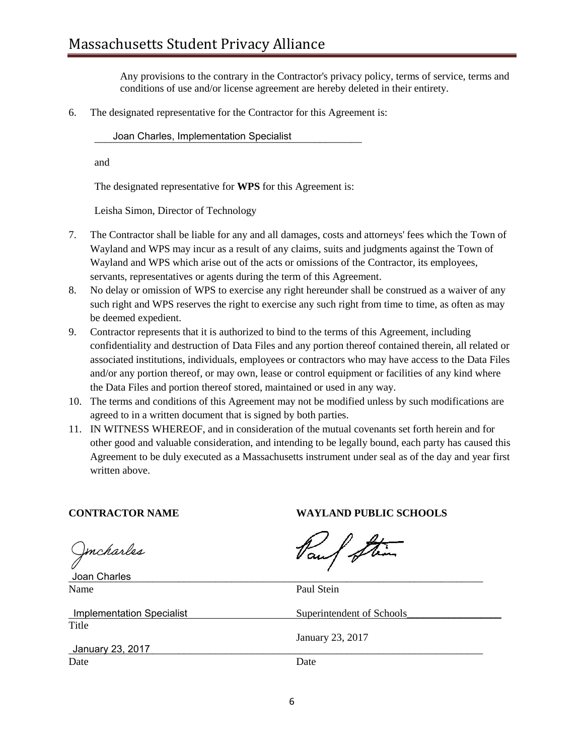Any provisions to the contrary in the Contractor's privacy policy, terms of service, terms and conditions of use and/or license agreement are hereby deleted in their entirety.

6. The designated representative for the Contractor for this Agreement is:

   Joan Charles, Implementation Specialist

   and

   The designated representative for **WPS** for this Agreement is:

   Leisha Simon, Director of Technology

7. The Contractor shall be liable for any and all damages, costs and attorneys' fees which the Town of Wayland and WPS may incur as a result of any claims, suits and judgments against the Town of Wayland and WPS which arise out of the acts or omissions of the Contractor, its employees, servants, representatives or agents during the term of this Agreement.
8. No delay or omission of WPS to exercise any right hereunder shall be construed as a waiver of any such right and WPS reserves the right to exercise any such right from time to time, as often as may be deemed expedient.
9. Contractor represents that it is authorized to bind to the terms of this Agreement, including confidentiality and destruction of Data Files and any portion thereof contained therein, all related or associated institutions, individuals, employees or contractors who may have access to the Data Files and/or any portion thereof, or may own, lease or control equipment or facilities of any kind where the Data Files and portion thereof stored, maintained or used in any way.
10. The terms and conditions of this Agreement may not be modified unless by such modifications are agreed to in a written document that is signed by both parties.
11. IN WITNESS WHEREOF, and in consideration of the mutual covenants set forth herein and for other good and valuable consideration, and intending to be legally bound, each party has caused this Agreement to be duly executed as a Massachusetts instrument under seal as of the day and year first written above.

**CONTRACTOR NAME**

Jmcharles

Joan Charles
Name

Implementation Specialist
Title

January 23, 2017
Date

**WAYLAND PUBLIC SCHOOLS**

Paul Stein

Paul Stein

Superintendent of Schools

January 23, 2017
Date